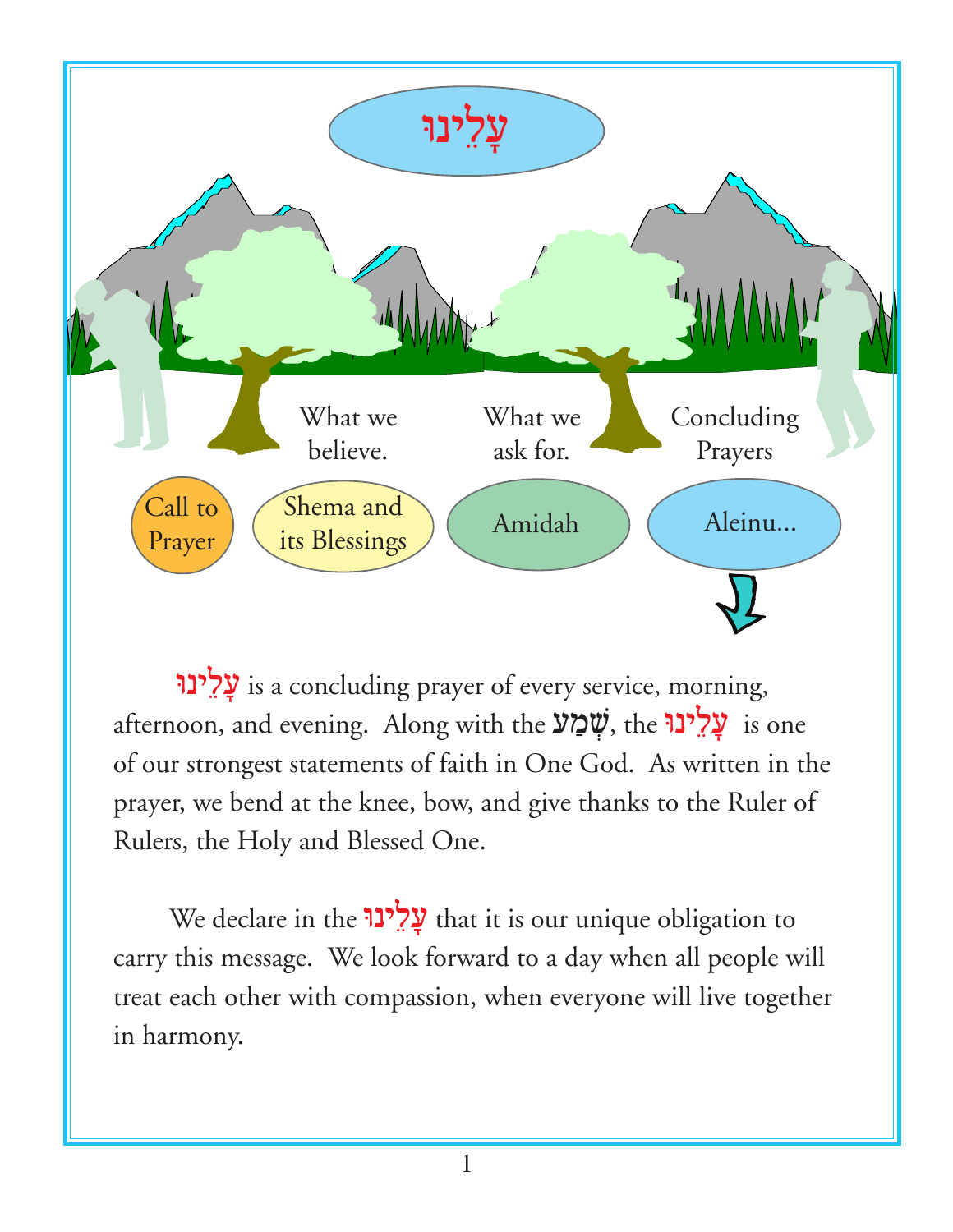# עָלֵינוּ

What we believe.

What we ask for.

Concluding Prayers

Call to Prayer

Shema and its Blessings

Amidah

Aleinu...

עָלֵינוּ is a concluding prayer of every service, morning, afternoon, and evening. Along with the שְׁמַע, the עָלֵינוּ is one of our strongest statements of faith in One God. As written in the prayer, we bend at the knee, bow, and give thanks to the Ruler of Rulers, the Holy and Blessed One.

We declare in the עָלֵינוּ that it is our unique obligation to carry this message. We look forward to a day when all people will treat each other with compassion, when everyone will live together in harmony.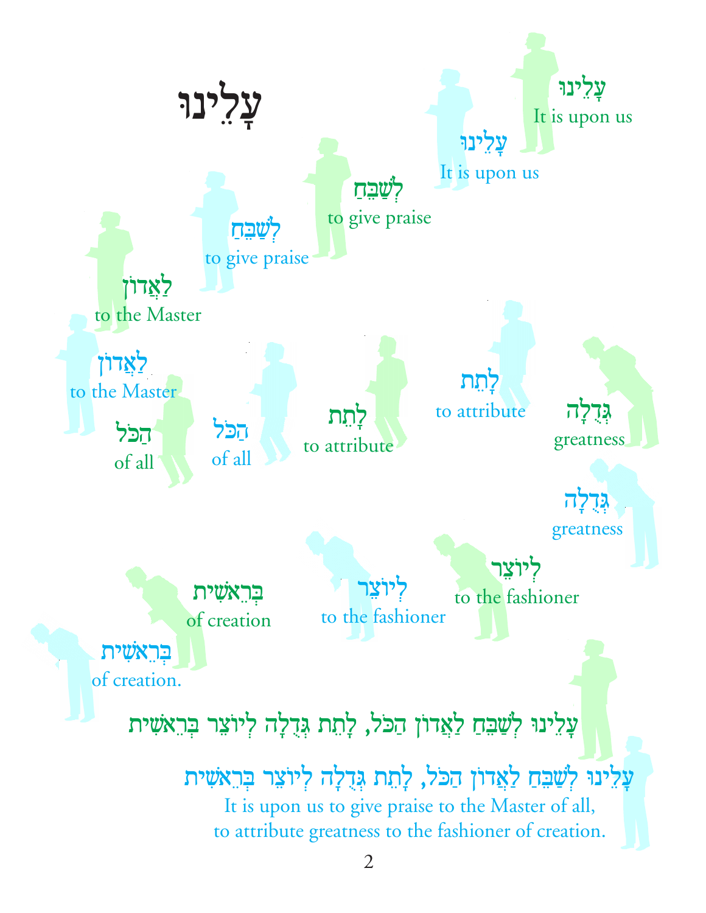# עָלֵינוּ

עָלֵינוּ
It is upon us

עָלֵינוּ
It is upon us

לְשַׁבֵּחַ
to give praise

לְשַׁבֵּחַ
to give praise

לַאֲדוֹן
to the Master

לַאֲדוֹן
to the Master

הַכֹּל
of all

הַכֹּל
of all

לָתֵת
to attribute

לָתֵת
to attribute

גְּדֻלָּה
greatness

גְּדֻלָּה
greatness

לְיוֹצֵר
to the fashioner

לְיוֹצֵר
to the fashioner

בְּרֵאשִׁית
of creation

בְּרֵאשִׁית
of creation.

עָלֵינוּ לְשַׁבֵּחַ לַאֲדוֹן הַכֹּל, לָתֵת גְּדֻלָּה לְיוֹצֵר בְּרֵאשִׁית

עָלֵינוּ לְשַׁבֵּחַ לַאֲדוֹן הַכֹּל, לָתֵת גְּדֻלָּה לְיוֹצֵר בְּרֵאשִׁית
It is upon us to give praise to the Master of all,
to attribute greatness to the fashioner of creation.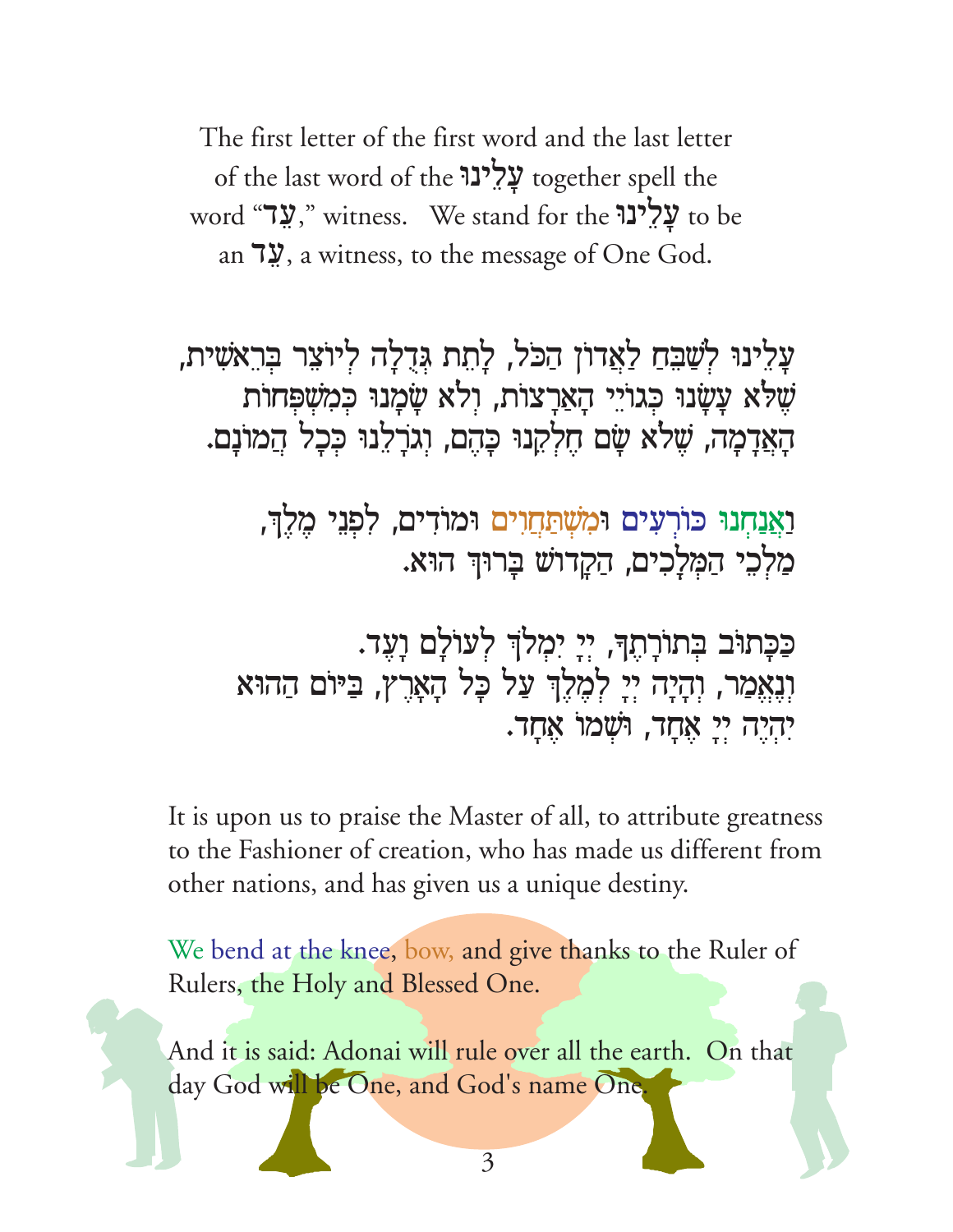The first letter of the first word and the last letter of the last word of the **עָלֵינוּ** together spell the word "**עֵד**," witness. We stand for the **עָלֵינוּ** to be an **עֵד**, a witness, to the message of One God.

עָלֵינוּ לְשַׁבֵּחַ לַאֲדוֹן הַכֹּל, לָתֵת גְּדֻלָּה לְיוֹצֵר בְּרֵאשִׁית,
שֶׁלֹּא עָשָׂנוּ כְּגוֹיֵי הָאֲרָצוֹת, וְלֹא שָׂמָנוּ כְּמִשְׁפְּחוֹת
הָאֲדָמָה, שֶׁלֹּא שָׂם חֶלְקֵנוּ כָּהֶם, וְגֹרָלֵנוּ כְּכָל הֲמוֹנָם.

וַאֲנַחְנוּ כּוֹרְעִים וּמִשְׁתַּחֲוִים וּמוֹדִים, לִפְנֵי מֶלֶךְ,
מַלְכֵי הַמְּלָכִים, הַקָּדוֹשׁ בָּרוּךְ הוּא.

כַּכָּתוּב בְּתוֹרָתֶךָ, יְיָ יִמְלֹךְ לְעוֹלָם וָעֶד.
וְנֶאֱמַר, וְהָיָה יְיָ לְמֶלֶךְ עַל כָּל הָאָרֶץ, בַּיּוֹם הַהוּא
יִהְיֶה יְיָ אֶחָד, וּשְׁמוֹ אֶחָד.

It is upon us to praise the Master of all, to attribute greatness to the Fashioner of creation, who has made us different from other nations, and has given us a unique destiny.

We bend at the knee, bow, and give thanks to the Ruler of Rulers, the Holy and Blessed One.

And it is said: Adonai will rule over all the earth. On that day God will be One, and God's name One.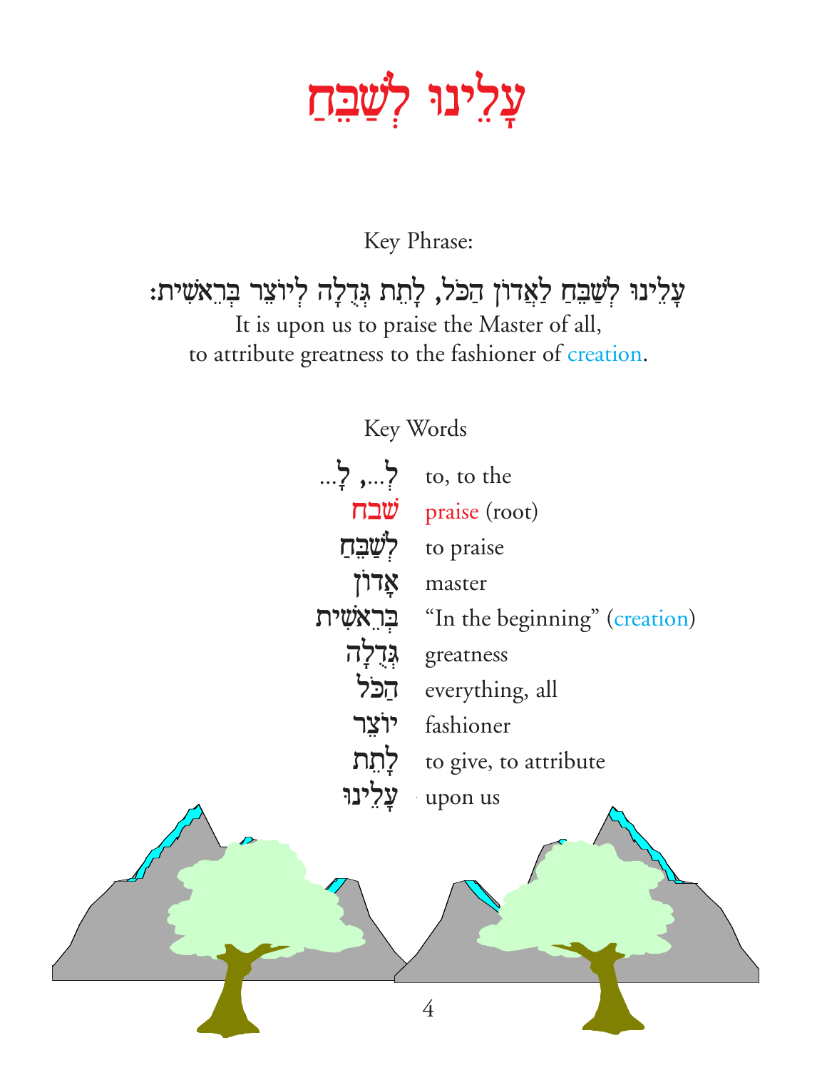# עָלֵינוּ לְשַׁבֵּחַ

Key Phrase:

עָלֵינוּ לְשַׁבֵּחַ לַאֲדוֹן הַכֹּל, לָתֵת גְּדֻלָּה לְיוֹצֵר בְּרֵאשִׁית:

It is upon us to praise the Master of all,
to attribute greatness to the fashioner of creation.

Key Words

| | |
|---|---|
| לְ..., לָ... | to, to the |
| שבח | praise (root) |
| לְשַׁבֵּחַ | to praise |
| אָדוֹן | master |
| בְּרֵאשִׁית | "In the beginning" (creation) |
| גְּדֻלָּה | greatness |
| הַכֹּל | everything, all |
| יוֹצֵר | fashioner |
| לָתֵת | to give, to attribute |
| עָלֵינוּ | upon us |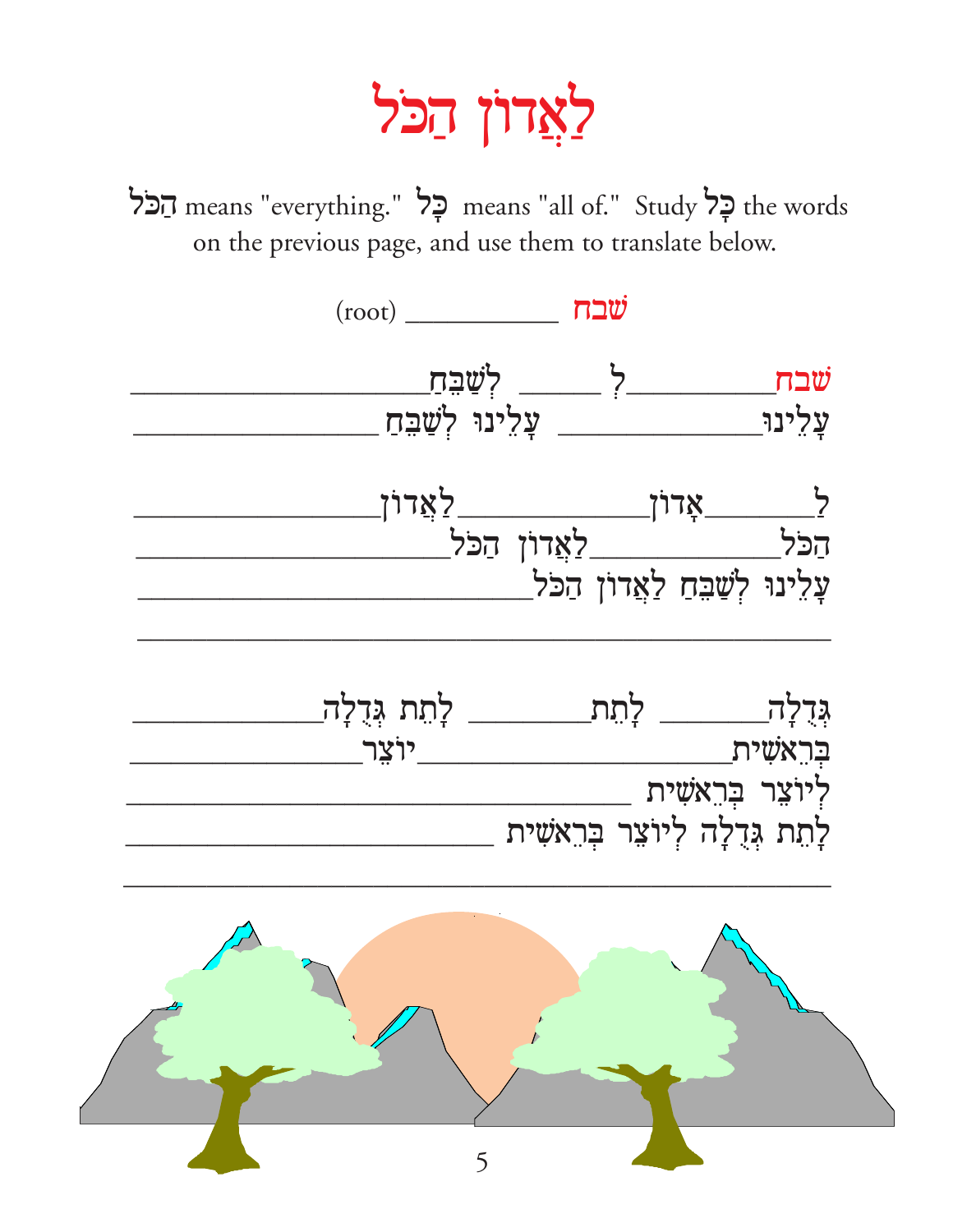# לַאֲדוֹן הַכֹּל

הַכֹּל means "everything." כָּל means "all of." Study כָּל the words on the previous page, and use them to translate below.

שׁבח ___________ (root)

שׁבח__________ לְ ______ לְשַׁבֵּחַ____________________

עָלֵינוּ______________ עָלֵינוּ לְשַׁבֵּחַ __________________

לַ________אָדוֹן____________לַאֲדוֹן__________________

הַכֹּל____________לַאֲדוֹן הַכֹּל______________________

עָלֵינוּ לְשַׁבֵּחַ לַאֲדוֹן הַכֹּל___________________________

____________________________________________________

גְּדֻלָּה_______ לָתֵת_________ לָתֵת גְּדֻלָּה______________

בְּרֵאשִׁית______________________יוֹצֵר_________________

לְיוֹצֵר בְּרֵאשִׁית _______________________________________

לָתֵת גְּדֻלָּה לְיוֹצֵר בְּרֵאשִׁית __________________________

____________________________________________________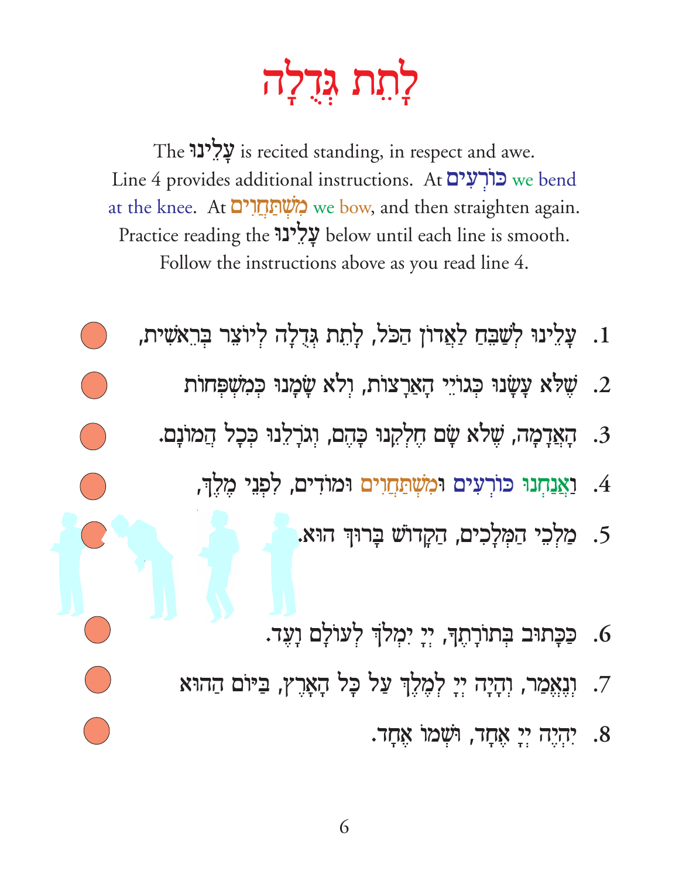# לָתֵת גְּדֻלָּה

The עָלֵינוּ is recited standing, in respect and awe.
Line 4 provides additional instructions. At כּוֹרְעִים we bend at the knee. At מִשְׁתַּחֲוִים we bow, and then straighten again.
Practice reading the עָלֵינוּ below until each line is smooth.
Follow the instructions above as you read line 4.

1. עָלֵינוּ לְשַׁבֵּחַ לַאֲדוֹן הַכֹּל, לָתֵת גְּדֻלָּה לְיוֹצֵר בְּרֵאשִׁית,
2. שֶׁלֹּא עָשָׂנוּ כְּגוֹיֵי הָאֲרָצוֹת, וְלֹא שָׂמָנוּ כְּמִשְׁפְּחוֹת
3. הָאֲדָמָה, שֶׁלֹּא שָׂם חֶלְקֵנוּ כָּהֶם, וְגֹרָלֵנוּ כְּכָל הֲמוֹנָם.
4. וַאֲנַחְנוּ כּוֹרְעִים וּמִשְׁתַּחֲוִים וּמוֹדִים, לִפְנֵי מֶלֶךְ,
5. מַלְכֵי הַמְּלָכִים, הַקָּדוֹשׁ בָּרוּךְ הוּא.

6. כַּכָּתוּב בְּתוֹרָתֶךָ, יְיָ יִמְלֹךְ לְעוֹלָם וָעֶד.
7. וְנֶאֱמַר, וְהָיָה יְיָ לְמֶלֶךְ עַל כָּל הָאָרֶץ, בַּיּוֹם הַהוּא
8. יִהְיֶה יְיָ אֶחָד, וּשְׁמוֹ אֶחָד.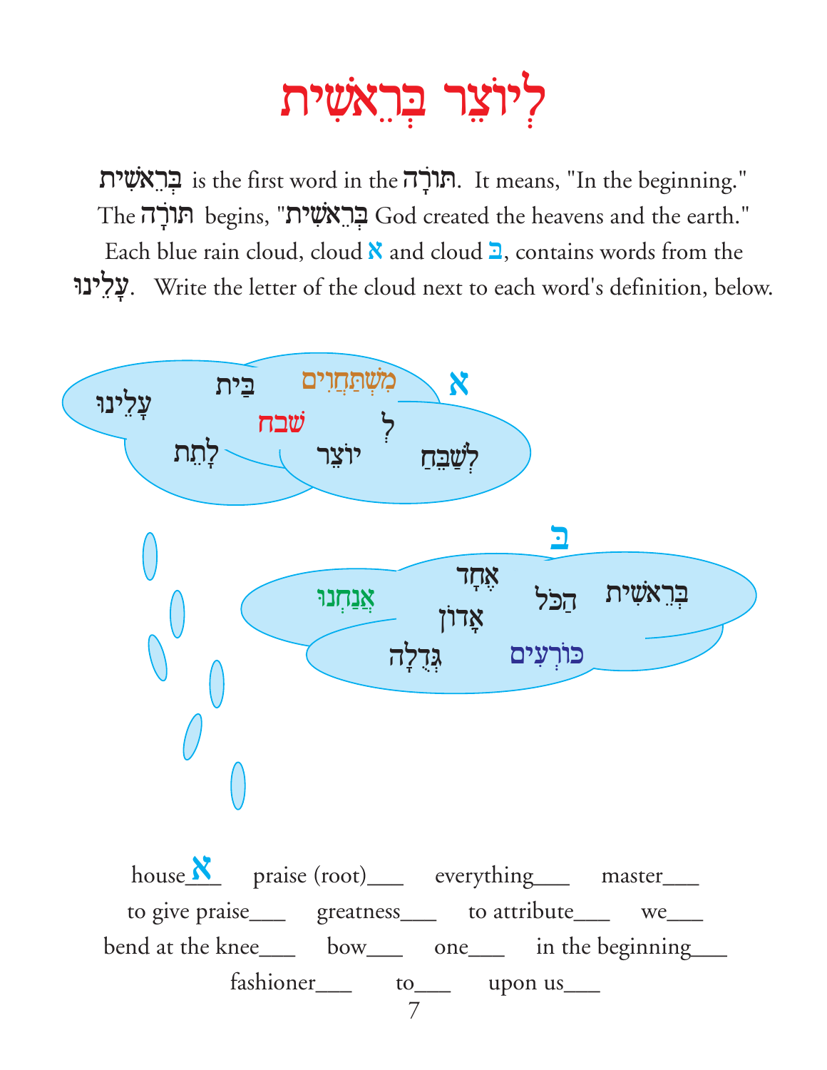# לְיוֹצֵר בְּרֵאשִׁית

בְּרֵאשִׁית is the first word in the תּוֹרָה. It means, "In the beginning." The תּוֹרָה begins, "בְּרֵאשִׁית God created the heavens and the earth." Each blue rain cloud, cloud א and cloud בּ, contains words from the עָלֵינוּ. Write the letter of the cloud next to each word's definition, below.

**א**

עָלֵינוּ בַּיִת מִשְׁתַּחֲוִים שבח לְ לָתֵת יוֹצֵר לְשַׁבֵּחַ

**בּ**

אֲנַחְנוּ אֶחָד אָדוֹן הַכֹּל בְּרֵאשִׁית גְּדֻלָּה כּוֹרְעִים

house א  praise (root)___  everything___  master___

to give praise___  greatness___  to attribute___  we___

bend at the knee___  bow___  one___  in the beginning___

fashioner___  to___  upon us___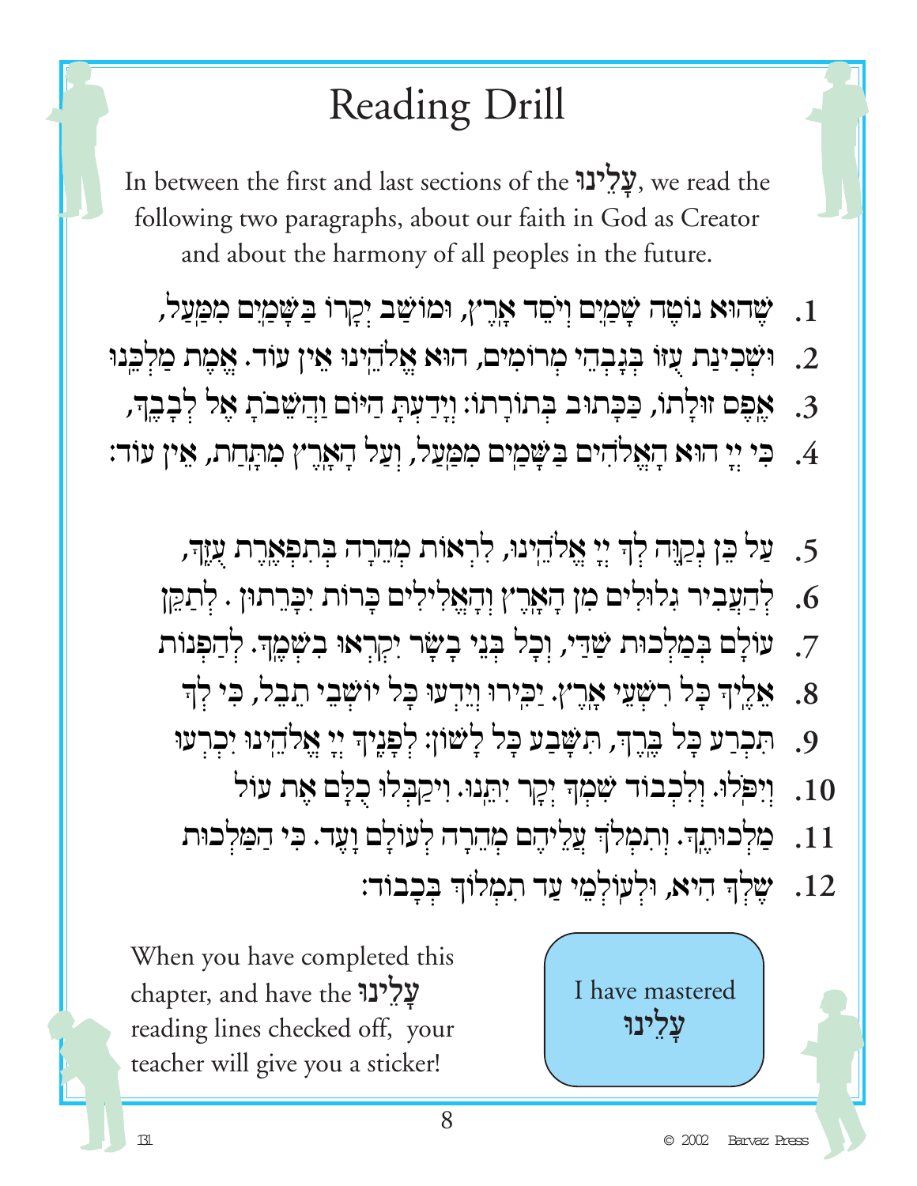# Reading Drill

In between the first and last sections of the **עָלֵינוּ**, we read the following two paragraphs, about our faith in God as Creator and about the harmony of all peoples in the future.

1. שֶׁהוּא נוֹטֶה שָׁמַיִם וְיֹסֵד אָרֶץ, וּמוֹשַׁב יְקָרוֹ בַּשָּׁמַיִם מִמַּעַל,
2. וּשְׁכִינַת עֻזּוֹ בְּגָבְהֵי מְרוֹמִים, הוּא אֱלֹהֵינוּ אֵין עוֹד. אֱמֶת מַלְכֵּנוּ
3. אֶפֶס זוּלָתוֹ, כַּכָּתוּב בְּתוֹרָתוֹ: וְיָדַעְתָּ הַיּוֹם וַהֲשֵׁבֹתָ אֶל לְבָבֶךָ,
4. כִּי יְיָ הוּא הָאֱלֹהִים בַּשָּׁמַיִם מִמַּעַל, וְעַל הָאָרֶץ מִתָּחַת, אֵין עוֹד:

5. עַל כֵּן נְקַוֶּה לְּךָ יְיָ אֱלֹהֵינוּ, לִרְאוֹת מְהֵרָה בְּתִפְאֶרֶת עֻזֶּךָ,
6. לְהַעֲבִיר גִּלּוּלִים מִן הָאָרֶץ וְהָאֱלִילִים כָּרוֹת יִכָּרֵתוּן . לְתַקֵּן
7. עוֹלָם בְּמַלְכוּת שַׁדַּי, וְכָל בְּנֵי בָשָׂר יִקְרְאוּ בִשְׁמֶךָ. לְהַפְנוֹת
8. אֵלֶיךָ כָּל רִשְׁעֵי אָרֶץ. יַכִּירוּ וְיֵדְעוּ כָּל יוֹשְׁבֵי תֵבֵל, כִּי לְךָ
9. תִּכְרַע כָּל בֶּרֶךְ, תִּשָּׁבַע כָּל לָשׁוֹן: לְפָנֶיךָ יְיָ אֱלֹהֵינוּ יִכְרְעוּ
10. וְיִפֹּלוּ. וְלִכְבוֹד שִׁמְךָ יְקָר יִתֵּנוּ. וִיקַבְּלוּ כֻלָּם אֶת עוֹל
11. מַלְכוּתֶךָ. וְתִמְלֹךְ עֲלֵיהֶם מְהֵרָה לְעוֹלָם וָעֶד. כִּי הַמַּלְכוּת
12. שֶׁלְּךָ הִיא, וּלְעוֹלְמֵי עַד תִּמְלוֹךְ בְּכָבוֹד:

When you have completed this chapter, and have the **עָלֵינוּ** reading lines checked off, your teacher will give you a sticker!

I have mastered **עָלֵינוּ**

131

© 2002 Barvaz Press